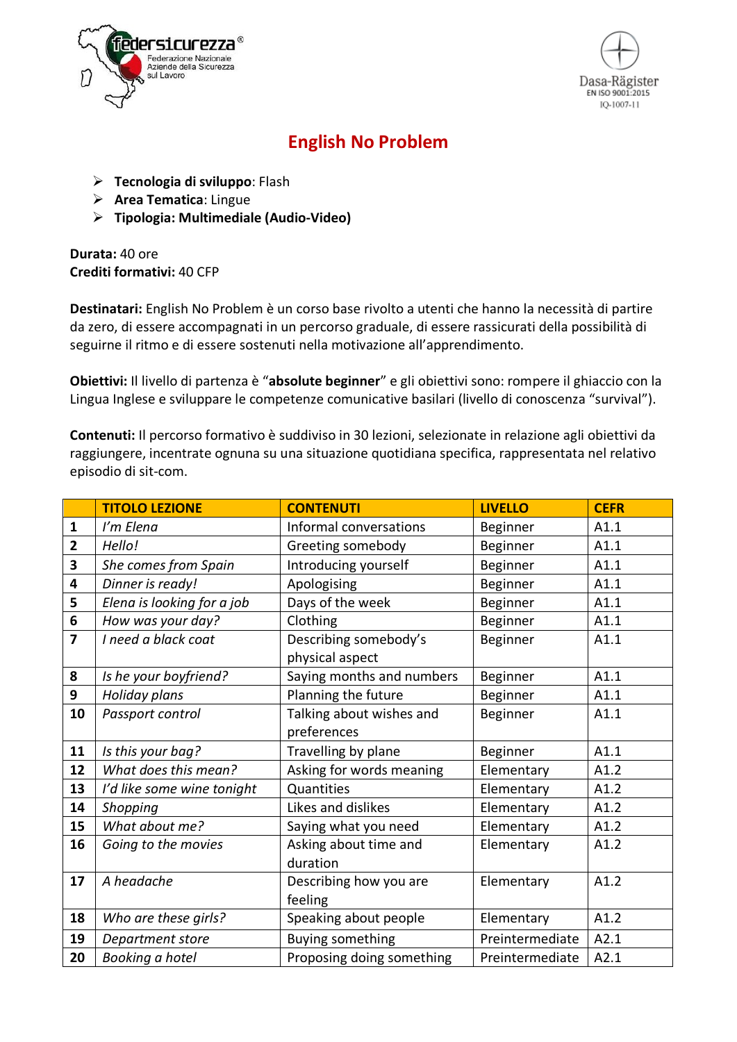# English No Problem

- **Tecnologia di sviluppo**: Flash
- **Area Tematica**: Lingue
- **Tipologia: Multimediale (Audio-Video)**

**Durata:** 40 ore
**Crediti formativi:** 40 CFP

**Destinatari:** English No Problem è un corso base rivolto a utenti che hanno la necessità di partire da zero, di essere accompagnati in un percorso graduale, di essere rassicurati della possibilità di seguirne il ritmo e di essere sostenuti nella motivazione all'apprendimento.

**Obiettivi:** Il livello di partenza è "**absolute beginner**" e gli obiettivi sono: rompere il ghiaccio con la Lingua Inglese e sviluppare le competenze comunicative basilari (livello di conoscenza "survival").

**Contenuti:** Il percorso formativo è suddiviso in 30 lezioni, selezionate in relazione agli obiettivi da raggiungere, incentrate ognuna su una situazione quotidiana specifica, rappresentata nel relativo episodio di sit-com.

| | TITOLO LEZIONE | CONTENUTI | LIVELLO | CEFR |
|---|---|---|---|---|
| **1** | *I'm Elena* | Informal conversations | Beginner | A1.1 |
| **2** | *Hello!* | Greeting somebody | Beginner | A1.1 |
| **3** | *She comes from Spain* | Introducing yourself | Beginner | A1.1 |
| **4** | *Dinner is ready!* | Apologising | Beginner | A1.1 |
| **5** | *Elena is looking for a job* | Days of the week | Beginner | A1.1 |
| **6** | *How was your day?* | Clothing | Beginner | A1.1 |
| **7** | *I need a black coat* | Describing somebody's physical aspect | Beginner | A1.1 |
| **8** | *Is he your boyfriend?* | Saying months and numbers | Beginner | A1.1 |
| **9** | *Holiday plans* | Planning the future | Beginner | A1.1 |
| **10** | *Passport control* | Talking about wishes and preferences | Beginner | A1.1 |
| **11** | *Is this your bag?* | Travelling by plane | Beginner | A1.1 |
| **12** | *What does this mean?* | Asking for words meaning | Elementary | A1.2 |
| **13** | *I'd like some wine tonight* | Quantities | Elementary | A1.2 |
| **14** | *Shopping* | Likes and dislikes | Elementary | A1.2 |
| **15** | *What about me?* | Saying what you need | Elementary | A1.2 |
| **16** | *Going to the movies* | Asking about time and duration | Elementary | A1.2 |
| **17** | *A headache* | Describing how you are feeling | Elementary | A1.2 |
| **18** | *Who are these girls?* | Speaking about people | Elementary | A1.2 |
| **19** | *Department store* | Buying something | Preintermediate | A2.1 |
| **20** | *Booking a hotel* | Proposing doing something | Preintermediate | A2.1 |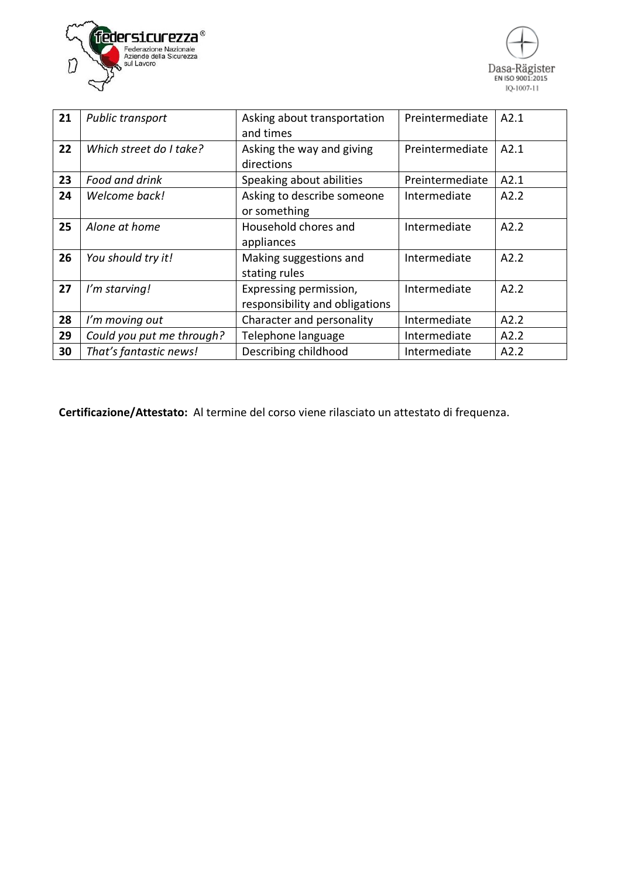| | | | | |
|---|---|---|---|---|
| **21** | *Public transport* | Asking about transportation and times | Preintermediate | A2.1 |
| **22** | *Which street do I take?* | Asking the way and giving directions | Preintermediate | A2.1 |
| **23** | *Food and drink* | Speaking about abilities | Preintermediate | A2.1 |
| **24** | *Welcome back!* | Asking to describe someone or something | Intermediate | A2.2 |
| **25** | *Alone at home* | Household chores and appliances | Intermediate | A2.2 |
| **26** | *You should try it!* | Making suggestions and stating rules | Intermediate | A2.2 |
| **27** | *I'm starving!* | Expressing permission, responsibility and obligations | Intermediate | A2.2 |
| **28** | *I'm moving out* | Character and personality | Intermediate | A2.2 |
| **29** | *Could you put me through?* | Telephone language | Intermediate | A2.2 |
| **30** | *That's fantastic news!* | Describing childhood | Intermediate | A2.2 |

**Certificazione/Attestato:** Al termine del corso viene rilasciato un attestato di frequenza.